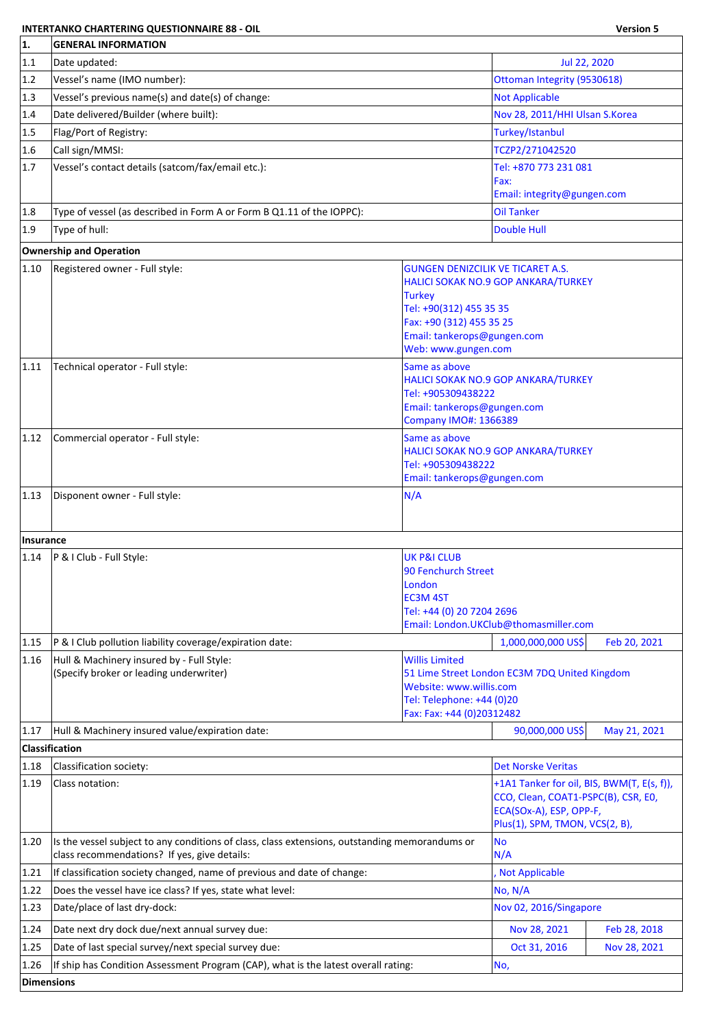**INTERTANKO CHARTERING QUESTIONNAIRE 88 - OIL** **Version 5**

| 1. | GENERAL INFORMATION | | |
|---|---|---|---|
| 1.1 | Date updated: | Jul 22, 2020 | |
| 1.2 | Vessel's name (IMO number): | Ottoman Integrity (9530618) | |
| 1.3 | Vessel's previous name(s) and date(s) of change: | Not Applicable | |
| 1.4 | Date delivered/Builder (where built): | Nov 28, 2011/HHI Ulsan S.Korea | |
| 1.5 | Flag/Port of Registry: | Turkey/Istanbul | |
| 1.6 | Call sign/MMSI: | TCZP2/271042520 | |
| 1.7 | Vessel's contact details (satcom/fax/email etc.): | Tel: +870 773 231 081<br>Fax:<br>Email: integrity@gungen.com | |
| 1.8 | Type of vessel (as described in Form A or Form B Q1.11 of the IOPPC): | Oil Tanker | |
| 1.9 | Type of hull: | Double Hull | |
| **Ownership and Operation** | | | |
| 1.10 | Registered owner - Full style: | GUNGEN DENIZCILIK VE TICARET A.S.<br>HALICI SOKAK NO.9 GOP ANKARA/TURKEY<br>Turkey<br>Tel: +90(312) 455 35 35<br>Fax: +90 (312) 455 35 25<br>Email: tankerops@gungen.com<br>Web: www.gungen.com | |
| 1.11 | Technical operator - Full style: | Same as above<br>HALICI SOKAK NO.9 GOP ANKARA/TURKEY<br>Tel: +905309438222<br>Email: tankerops@gungen.com<br>Company IMO#: 1366389 | |
| 1.12 | Commercial operator - Full style: | Same as above<br>HALICI SOKAK NO.9 GOP ANKARA/TURKEY<br>Tel: +905309438222<br>Email: tankerops@gungen.com | |
| 1.13 | Disponent owner - Full style: | N/A | |
| **Insurance** | | | |
| 1.14 | P & I Club - Full Style: | UK P&I CLUB<br>90 Fenchurch Street<br>London<br>EC3M 4ST<br>Tel: +44 (0) 20 7204 2696<br>Email: London.UKClub@thomasmiller.com | |
| 1.15 | P & I Club pollution liability coverage/expiration date: | 1,000,000,000 US$ | Feb 20, 2021 |
| 1.16 | Hull & Machinery insured by - Full Style:<br>(Specify broker or leading underwriter) | Willis Limited<br>51 Lime Street London EC3M 7DQ United Kingdom<br>Website: www.willis.com<br>Tel: Telephone: +44 (0)20<br>Fax: Fax: +44 (0)20312482 | |
| 1.17 | Hull & Machinery insured value/expiration date: | 90,000,000 US$ | May 21, 2021 |
| **Classification** | | | |
| 1.18 | Classification society: | Det Norske Veritas | |
| 1.19 | Class notation: | +1A1 Tanker for oil, BIS, BWM(T, E(s, f)), CCO, Clean, COAT1-PSPC(B), CSR, E0, ECA(SOx-A), ESP, OPP-F, Plus(1), SPM, TMON, VCS(2, B), | |
| 1.20 | Is the vessel subject to any conditions of class, class extensions, outstanding memorandums or class recommendations? If yes, give details: | No<br>N/A | |
| 1.21 | If classification society changed, name of previous and date of change: | , Not Applicable | |
| 1.22 | Does the vessel have ice class? If yes, state what level: | No, N/A | |
| 1.23 | Date/place of last dry-dock: | Nov 02, 2016/Singapore | |
| 1.24 | Date next dry dock due/next annual survey due: | Nov 28, 2021 | Feb 28, 2018 |
| 1.25 | Date of last special survey/next special survey due: | Oct 31, 2016 | Nov 28, 2021 |
| 1.26 | If ship has Condition Assessment Program (CAP), what is the latest overall rating: | No, | |
| **Dimensions** | | | |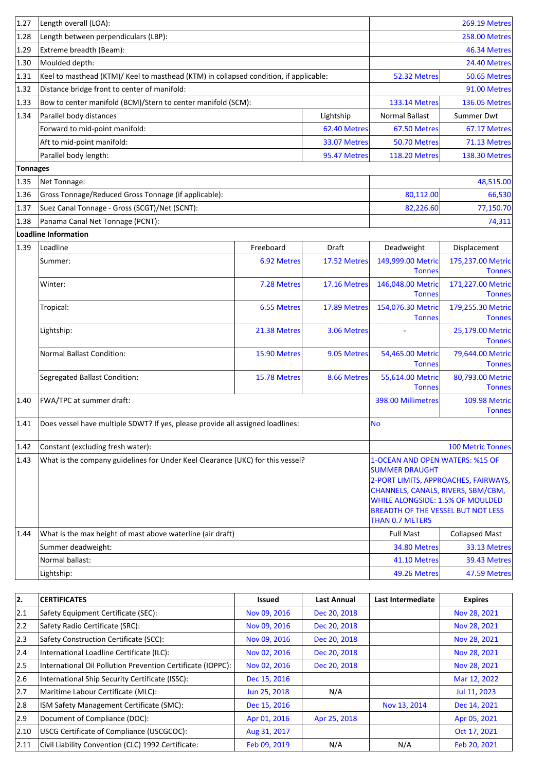| | | | | | |
|---|---|---|---|---|---|
| 1.27 | Length overall (LOA): | | | | 269.19 Metres |
| 1.28 | Length between perpendiculars (LBP): | | | | 258.00 Metres |
| 1.29 | Extreme breadth (Beam): | | | | 46.34 Metres |
| 1.30 | Moulded depth: | | | | 24.40 Metres |
| 1.31 | Keel to masthead (KTM)/ Keel to masthead (KTM) in collapsed condition, if applicable: | | | 52.32 Metres | 50.65 Metres |
| 1.32 | Distance bridge front to center of manifold: | | | | 91.00 Metres |
| 1.33 | Bow to center manifold (BCM)/Stern to center manifold (SCM): | | | 133.14 Metres | 136.05 Metres |
| 1.34 | Parallel body distances | | Lightship | Normal Ballast | Summer Dwt |
| | Forward to mid-point manifold: | | 62.40 Metres | 67.50 Metres | 67.17 Metres |
| | Aft to mid-point manifold: | | 33.07 Metres | 50.70 Metres | 71.13 Metres |
| | Parallel body length: | | 95.47 Metres | 118.20 Metres | 138.30 Metres |
| **Tonnages** | | | | | |
| 1.35 | Net Tonnage: | | | | 48,515.00 |
| 1.36 | Gross Tonnage/Reduced Gross Tonnage (if applicable): | | | 80,112.00 | 66,530 |
| 1.37 | Suez Canal Tonnage - Gross (SCGT)/Net (SCNT): | | | 82,226.60 | 77,150.70 |
| 1.38 | Panama Canal Net Tonnage (PCNT): | | | | 74,311 |
| **Loadline Information** | | | | | |
| 1.39 | Loadline | Freeboard | Draft | Deadweight | Displacement |
| | Summer: | 6.92 Metres | 17.52 Metres | 149,999.00 Metric Tonnes | 175,237.00 Metric Tonnes |
| | Winter: | 7.28 Metres | 17.16 Metres | 146,048.00 Metric Tonnes | 171,227.00 Metric Tonnes |
| | Tropical: | 6.55 Metres | 17.89 Metres | 154,076.30 Metric Tonnes | 179,255.30 Metric Tonnes |
| | Lightship: | 21.38 Metres | 3.06 Metres | - | 25,179.00 Metric Tonnes |
| | Normal Ballast Condition: | 15.90 Metres | 9.05 Metres | 54,465.00 Metric Tonnes | 79,644.00 Metric Tonnes |
| | Segregated Ballast Condition: | 15.78 Metres | 8.66 Metres | 55,614.00 Metric Tonnes | 80,793.00 Metric Tonnes |
| 1.40 | FWA/TPC at summer draft: | | | 398.00 Millimetres | 109.98 Metric Tonnes |
| 1.41 | Does vessel have multiple SDWT? If yes, please provide all assigned loadlines: | | | No | |
| 1.42 | Constant (excluding fresh water): | | | | 100 Metric Tonnes |
| 1.43 | What is the company guidelines for Under Keel Clearance (UKC) for this vessel? | | | 1-OCEAN AND OPEN WATERS: %15 OF SUMMER DRAUGHT 2-PORT LIMITS, APPROACHES, FAIRWAYS, CHANNELS, CANALS, RIVERS, SBM/CBM, WHILE ALONGSIDE: 1.5% OF MOULDED BREADTH OF THE VESSEL BUT NOT LESS THAN 0.7 METERS | |
| 1.44 | What is the max height of mast above waterline (air draft) | | | Full Mast | Collapsed Mast |
| | Summer deadweight: | | | 34.80 Metres | 33.13 Metres |
| | Normal ballast: | | | 41.10 Metres | 39.43 Metres |
| | Lightship: | | | 49.26 Metres | 47.59 Metres |

| 2. | CERTIFICATES | Issued | Last Annual | Last Intermediate | Expires |
|---|---|---|---|---|---|
| 2.1 | Safety Equipment Certificate (SEC): | Nov 09, 2016 | Dec 20, 2018 | | Nov 28, 2021 |
| 2.2 | Safety Radio Certificate (SRC): | Nov 09, 2016 | Dec 20, 2018 | | Nov 28, 2021 |
| 2.3 | Safety Construction Certificate (SCC): | Nov 09, 2016 | Dec 20, 2018 | | Nov 28, 2021 |
| 2.4 | International Loadline Certificate (ILC): | Nov 02, 2016 | Dec 20, 2018 | | Nov 28, 2021 |
| 2.5 | International Oil Pollution Prevention Certificate (IOPPC): | Nov 02, 2016 | Dec 20, 2018 | | Nov 28, 2021 |
| 2.6 | International Ship Security Certificate (ISSC): | Dec 15, 2016 | | | Mar 12, 2022 |
| 2.7 | Maritime Labour Certificate (MLC): | Jun 25, 2018 | N/A | | Jul 11, 2023 |
| 2.8 | ISM Safety Management Certificate (SMC): | Dec 15, 2016 | | Nov 13, 2014 | Dec 14, 2021 |
| 2.9 | Document of Compliance (DOC): | Apr 01, 2016 | Apr 25, 2018 | | Apr 05, 2021 |
| 2.10 | USCG Certificate of Compliance (USCGCOC): | Aug 31, 2017 | | | Oct 17, 2021 |
| 2.11 | Civil Liability Convention (CLC) 1992 Certificate: | Feb 09, 2019 | N/A | N/A | Feb 20, 2021 |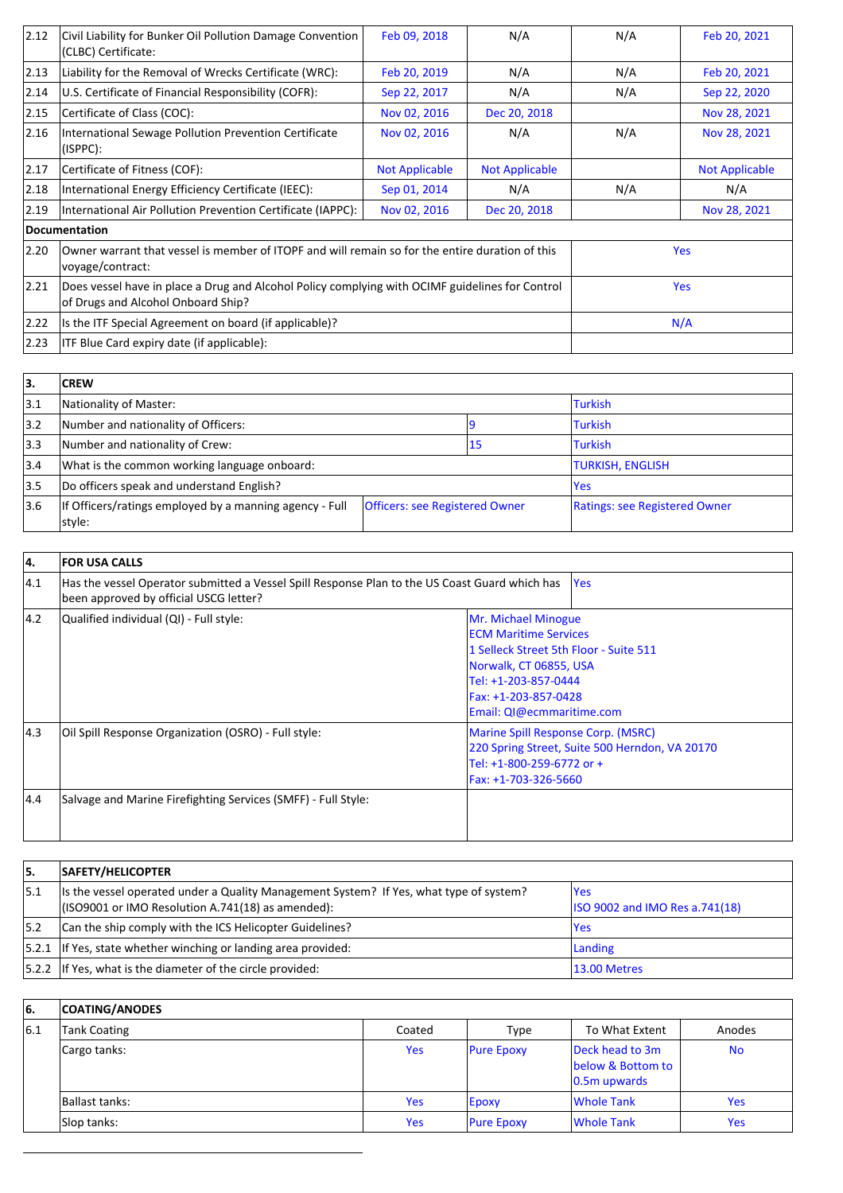| | | | | | |
|---|---|---|---|---|---|
| 2.12 | Civil Liability for Bunker Oil Pollution Damage Convention (CLBC) Certificate: | Feb 09, 2018 | N/A | N/A | Feb 20, 2021 |
| 2.13 | Liability for the Removal of Wrecks Certificate (WRC): | Feb 20, 2019 | N/A | N/A | Feb 20, 2021 |
| 2.14 | U.S. Certificate of Financial Responsibility (COFR): | Sep 22, 2017 | N/A | N/A | Sep 22, 2020 |
| 2.15 | Certificate of Class (COC): | Nov 02, 2016 | Dec 20, 2018 | | Nov 28, 2021 |
| 2.16 | International Sewage Pollution Prevention Certificate (ISPPC): | Nov 02, 2016 | N/A | N/A | Nov 28, 2021 |
| 2.17 | Certificate of Fitness (COF): | Not Applicable | Not Applicable | | Not Applicable |
| 2.18 | International Energy Efficiency Certificate (IEEC): | Sep 01, 2014 | N/A | N/A | N/A |
| 2.19 | International Air Pollution Prevention Certificate (IAPPC): | Nov 02, 2016 | Dec 20, 2018 | | Nov 28, 2021 |

**Documentation**

| | | |
|---|---|---|
| 2.20 | Owner warrant that vessel is member of ITOPF and will remain so for the entire duration of this voyage/contract: | Yes |
| 2.21 | Does vessel have in place a Drug and Alcohol Policy complying with OCIMF guidelines for Control of Drugs and Alcohol Onboard Ship? | Yes |
| 2.22 | Is the ITF Special Agreement on board (if applicable)? | N/A |
| 2.23 | ITF Blue Card expiry date (if applicable): | |

| 3. | CREW | | |
|---|---|---|---|
| 3.1 | Nationality of Master: | | Turkish |
| 3.2 | Number and nationality of Officers: | 9 | Turkish |
| 3.3 | Number and nationality of Crew: | 15 | Turkish |
| 3.4 | What is the common working language onboard: | | TURKISH, ENGLISH |
| 3.5 | Do officers speak and understand English? | | Yes |
| 3.6 | If Officers/ratings employed by a manning agency - Full style: | Officers: see Registered Owner | Ratings: see Registered Owner |

| 4. | FOR USA CALLS | |
|---|---|---|
| 4.1 | Has the vessel Operator submitted a Vessel Spill Response Plan to the US Coast Guard which has been approved by official USCG letter? | Yes |
| 4.2 | Qualified individual (QI) - Full style: | Mr. Michael Minogue<br>ECM Maritime Services<br>1 Selleck Street 5th Floor - Suite 511<br>Norwalk, CT 06855, USA<br>Tel: +1-203-857-0444<br>Fax: +1-203-857-0428<br>Email: QI@ecmmaritime.com |
| 4.3 | Oil Spill Response Organization (OSRO) - Full style: | Marine Spill Response Corp. (MSRC)<br>220 Spring Street, Suite 500 Herndon, VA 20170<br>Tel: +1-800-259-6772 or +<br>Fax: +1-703-326-5660 |
| 4.4 | Salvage and Marine Firefighting Services (SMFF) - Full Style: | |

| 5. | SAFETY/HELICOPTER | |
|---|---|---|
| 5.1 | Is the vessel operated under a Quality Management System? If Yes, what type of system? (ISO9001 or IMO Resolution A.741(18) as amended): | Yes<br>ISO 9002 and IMO Res a.741(18) |
| 5.2 | Can the ship comply with the ICS Helicopter Guidelines? | Yes |
| 5.2.1 | If Yes, state whether winching or landing area provided: | Landing |
| 5.2.2 | If Yes, what is the diameter of the circle provided: | 13.00 Metres |

| 6. | COATING/ANODES | | | | |
|---|---|---|---|---|---|
| 6.1 | Tank Coating | Coated | Type | To What Extent | Anodes |
| | Cargo tanks: | Yes | Pure Epoxy | Deck head to 3m below & Bottom to 0.5m upwards | No |
| | Ballast tanks: | Yes | Epoxy | Whole Tank | Yes |
| | Slop tanks: | Yes | Pure Epoxy | Whole Tank | Yes |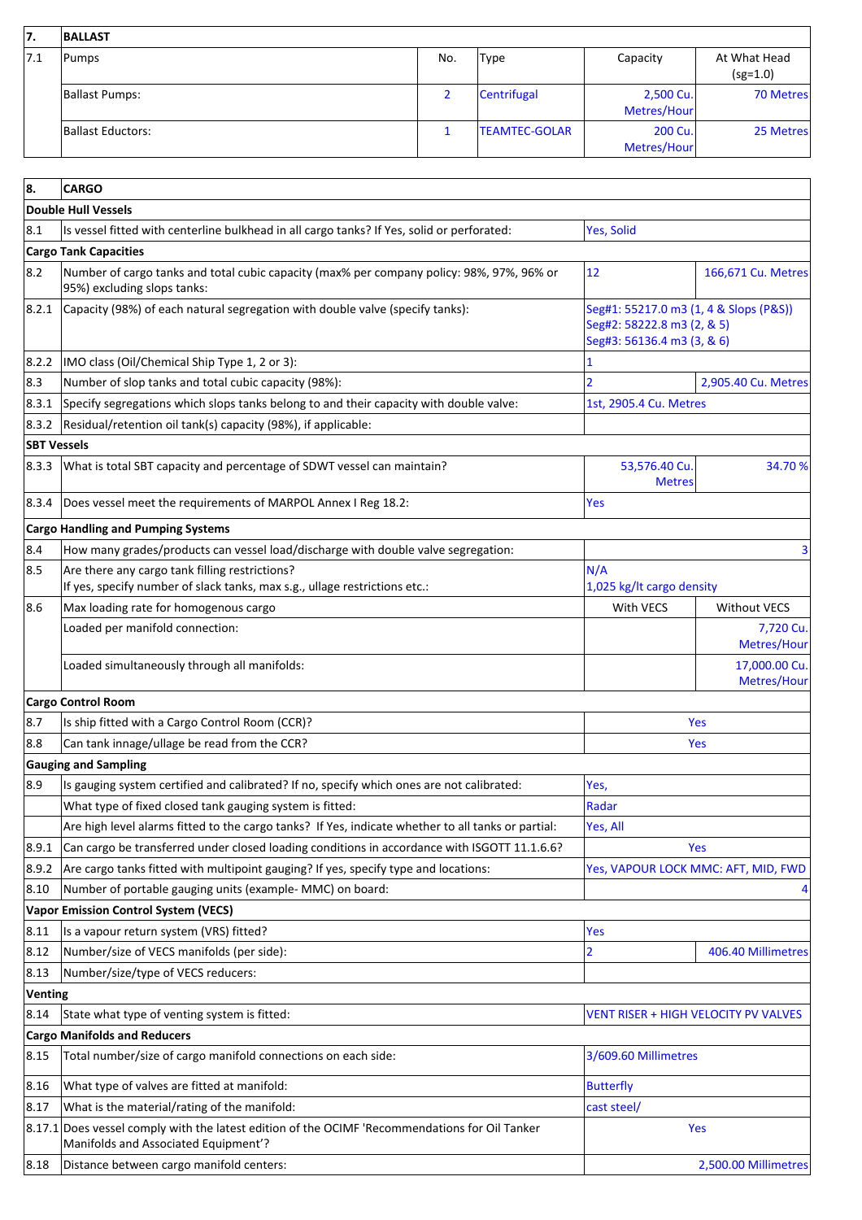| 7. | BALLAST | | | | |
|---|---|---|---|---|---|
| 7.1 | Pumps | No. | Type | Capacity | At What Head (sg=1.0) |
| | Ballast Pumps: | 2 | Centrifugal | 2,500 Cu. Metres/Hour | 70 Metres |
| | Ballast Eductors: | 1 | TEAMTEC-GOLAR | 200 Cu. Metres/Hour | 25 Metres |

| 8. | CARGO | | |
|---|---|---|---|
| **Double Hull Vessels** | | | |
| 8.1 | Is vessel fitted with centerline bulkhead in all cargo tanks? If Yes, solid or perforated: | Yes, Solid | |
| **Cargo Tank Capacities** | | | |
| 8.2 | Number of cargo tanks and total cubic capacity (max% per company policy: 98%, 97%, 96% or 95%) excluding slops tanks: | 12 | 166,671 Cu. Metres |
| 8.2.1 | Capacity (98%) of each natural segregation with double valve (specify tanks): | Seg#1: 55217.0 m3 (1, 4 & Slops (P&S))<br>Seg#2: 58222.8 m3 (2, & 5)<br>Seg#3: 56136.4 m3 (3, & 6) | |
| 8.2.2 | IMO class (Oil/Chemical Ship Type 1, 2 or 3): | 1 | |
| 8.3 | Number of slop tanks and total cubic capacity (98%): | 2 | 2,905.40 Cu. Metres |
| 8.3.1 | Specify segregations which slops tanks belong to and their capacity with double valve: | 1st, 2905.4 Cu. Metres | |
| 8.3.2 | Residual/retention oil tank(s) capacity (98%), if applicable: | | |
| **SBT Vessels** | | | |
| 8.3.3 | What is total SBT capacity and percentage of SDWT vessel can maintain? | 53,576.40 Cu. Metres | 34.70 % |
| 8.3.4 | Does vessel meet the requirements of MARPOL Annex I Reg 18.2: | Yes | |
| **Cargo Handling and Pumping Systems** | | | |
| 8.4 | How many grades/products can vessel load/discharge with double valve segregation: | | 3 |
| 8.5 | Are there any cargo tank filling restrictions?<br>If yes, specify number of slack tanks, max s.g., ullage restrictions etc.: | N/A<br>1,025 kg/lt cargo density | |
| 8.6 | Max loading rate for homogenous cargo | With VECS | Without VECS |
| | Loaded per manifold connection: | | 7,720 Cu. Metres/Hour |
| | Loaded simultaneously through all manifolds: | | 17,000.00 Cu. Metres/Hour |
| **Cargo Control Room** | | | |
| 8.7 | Is ship fitted with a Cargo Control Room (CCR)? | Yes | |
| 8.8 | Can tank innage/ullage be read from the CCR? | Yes | |
| **Gauging and Sampling** | | | |
| 8.9 | Is gauging system certified and calibrated? If no, specify which ones are not calibrated: | Yes, | |
| | What type of fixed closed tank gauging system is fitted: | Radar | |
| | Are high level alarms fitted to the cargo tanks? If Yes, indicate whether to all tanks or partial: | Yes, All | |
| 8.9.1 | Can cargo be transferred under closed loading conditions in accordance with ISGOTT 11.1.6.6? | Yes | |
| 8.9.2 | Are cargo tanks fitted with multipoint gauging? If yes, specify type and locations: | Yes, VAPOUR LOCK MMC: AFT, MID, FWD | |
| 8.10 | Number of portable gauging units (example- MMC) on board: | | 4 |
| **Vapor Emission Control System (VECS)** | | | |
| 8.11 | Is a vapour return system (VRS) fitted? | Yes | |
| 8.12 | Number/size of VECS manifolds (per side): | 2 | 406.40 Millimetres |
| 8.13 | Number/size/type of VECS reducers: | | |
| **Venting** | | | |
| 8.14 | State what type of venting system is fitted: | VENT RISER + HIGH VELOCITY PV VALVES | |
| **Cargo Manifolds and Reducers** | | | |
| 8.15 | Total number/size of cargo manifold connections on each side: | 3/609.60 Millimetres | |
| 8.16 | What type of valves are fitted at manifold: | Butterfly | |
| 8.17 | What is the material/rating of the manifold: | cast steel/ | |
| 8.17.1 | Does vessel comply with the latest edition of the OCIMF 'Recommendations for Oil Tanker Manifolds and Associated Equipment'? | Yes | |
| 8.18 | Distance between cargo manifold centers: | | 2,500.00 Millimetres |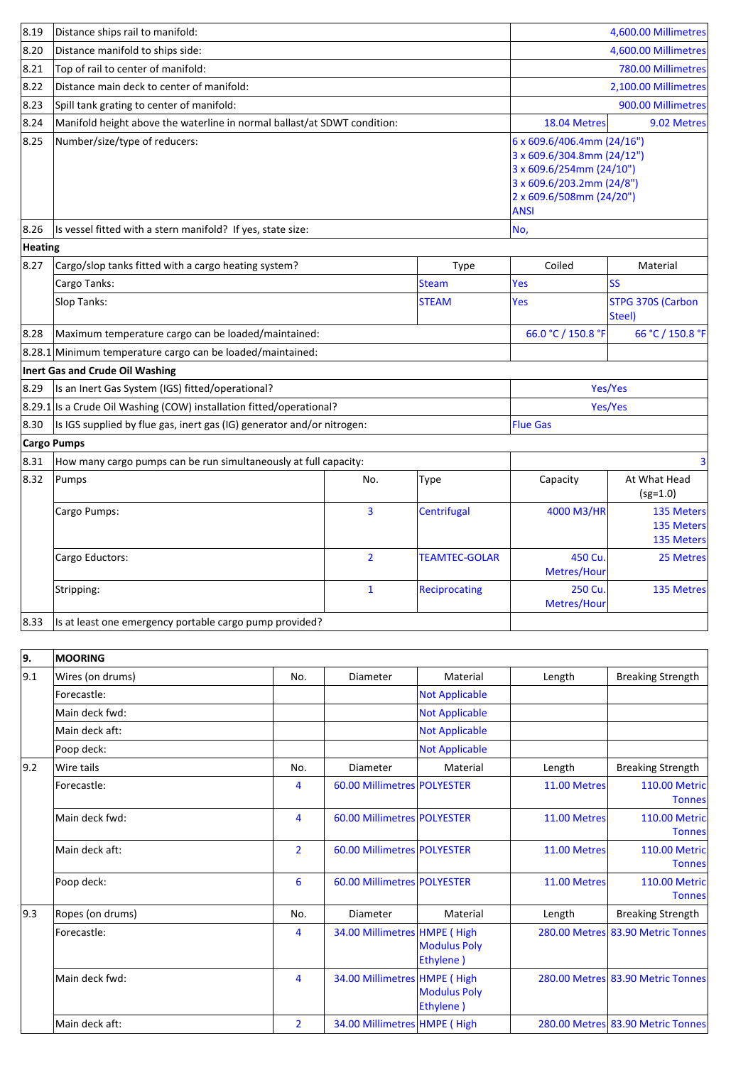| | | | | | |
|---|---|---|---|---|---|
| 8.19 | Distance ships rail to manifold: | | | 4,600.00 Millimetres | |
| 8.20 | Distance manifold to ships side: | | | 4,600.00 Millimetres | |
| 8.21 | Top of rail to center of manifold: | | | 780.00 Millimetres | |
| 8.22 | Distance main deck to center of manifold: | | | 2,100.00 Millimetres | |
| 8.23 | Spill tank grating to center of manifold: | | | 900.00 Millimetres | |
| 8.24 | Manifold height above the waterline in normal ballast/at SDWT condition: | | | 18.04 Metres | 9.02 Metres |
| 8.25 | Number/size/type of reducers: | | | 6 x 609.6/406.4mm (24/16")<br>3 x 609.6/304.8mm (24/12")<br>3 x 609.6/254mm (24/10")<br>3 x 609.6/203.2mm (24/8")<br>2 x 609.6/508mm (24/20")<br>ANSI | |
| 8.26 | Is vessel fitted with a stern manifold? If yes, state size: | | | No, | |
| **Heating** | | | | | |
| 8.27 | Cargo/slop tanks fitted with a cargo heating system? | | Type | Coiled | Material |
| | Cargo Tanks: | | Steam | Yes | SS |
| | Slop Tanks: | | STEAM | Yes | STPG 370S (Carbon Steel) |
| 8.28 | Maximum temperature cargo can be loaded/maintained: | | | 66.0 °C / 150.8 °F | 66 °C / 150.8 °F |
| 8.28.1 | Minimum temperature cargo can be loaded/maintained: | | | | |
| **Inert Gas and Crude Oil Washing** | | | | | |
| 8.29 | Is an Inert Gas System (IGS) fitted/operational? | | | Yes/Yes | |
| 8.29.1 | Is a Crude Oil Washing (COW) installation fitted/operational? | | | Yes/Yes | |
| 8.30 | Is IGS supplied by flue gas, inert gas (IG) generator and/or nitrogen: | | | Flue Gas | |
| **Cargo Pumps** | | | | | |
| 8.31 | How many cargo pumps can be run simultaneously at full capacity: | | | | 3 |
| 8.32 | Pumps | No. | Type | Capacity | At What Head (sg=1.0) |
| | Cargo Pumps: | 3 | Centrifugal | 4000 M3/HR | 135 Meters<br>135 Meters<br>135 Meters |
| | Cargo Eductors: | 2 | TEAMTEC-GOLAR | 450 Cu. Metres/Hour | 25 Metres |
| | Stripping: | 1 | Reciprocating | 250 Cu. Metres/Hour | 135 Metres |
| 8.33 | Is at least one emergency portable cargo pump provided? | | | | |

| 9. | MOORING | | | | | |
|---|---|---|---|---|---|---|
| 9.1 | Wires (on drums) | No. | Diameter | Material | Length | Breaking Strength |
| | Forecastle: | | | Not Applicable | | |
| | Main deck fwd: | | | Not Applicable | | |
| | Main deck aft: | | | Not Applicable | | |
| | Poop deck: | | | Not Applicable | | |
| 9.2 | Wire tails | No. | Diameter | Material | Length | Breaking Strength |
| | Forecastle: | 4 | 60.00 Millimetres | POLYESTER | 11.00 Metres | 110.00 Metric Tonnes |
| | Main deck fwd: | 4 | 60.00 Millimetres | POLYESTER | 11.00 Metres | 110.00 Metric Tonnes |
| | Main deck aft: | 2 | 60.00 Millimetres | POLYESTER | 11.00 Metres | 110.00 Metric Tonnes |
| | Poop deck: | 6 | 60.00 Millimetres | POLYESTER | 11.00 Metres | 110.00 Metric Tonnes |
| 9.3 | Ropes (on drums) | No. | Diameter | Material | Length | Breaking Strength |
| | Forecastle: | 4 | 34.00 Millimetres | HMPE ( High Modulus Poly Ethylene ) | 280.00 Metres | 83.90 Metric Tonnes |
| | Main deck fwd: | 4 | 34.00 Millimetres | HMPE ( High Modulus Poly Ethylene ) | 280.00 Metres | 83.90 Metric Tonnes |
| | Main deck aft: | 2 | 34.00 Millimetres | HMPE ( High | 280.00 Metres | 83.90 Metric Tonnes |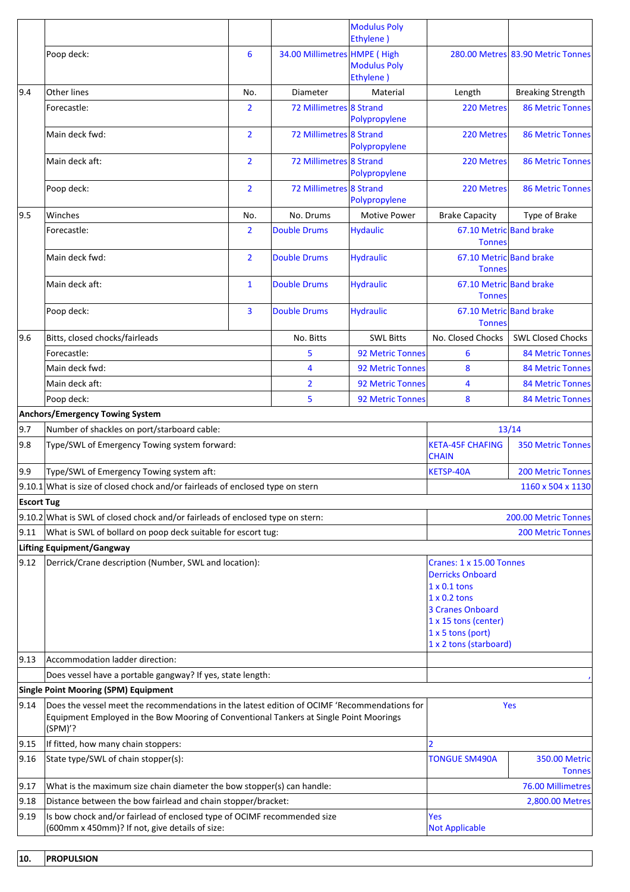| | | | | | | |
|---|---|---|---|---|---|---|
| | | | | Modulus Poly Ethylene ) | | |
| | Poop deck: | 6 | 34.00 Millimetres | HMPE ( High Modulus Poly Ethylene ) | 280.00 Metres | 83.90 Metric Tonnes |
| 9.4 | Other lines | No. | Diameter | Material | Length | Breaking Strength |
| | Forecastle: | 2 | 72 Millimetres | 8 Strand Polypropylene | 220 Metres | 86 Metric Tonnes |
| | Main deck fwd: | 2 | 72 Millimetres | 8 Strand Polypropylene | 220 Metres | 86 Metric Tonnes |
| | Main deck aft: | 2 | 72 Millimetres | 8 Strand Polypropylene | 220 Metres | 86 Metric Tonnes |
| | Poop deck: | 2 | 72 Millimetres | 8 Strand Polypropylene | 220 Metres | 86 Metric Tonnes |
| 9.5 | Winches | No. | No. Drums | Motive Power | Brake Capacity | Type of Brake |
| | Forecastle: | 2 | Double Drums | Hydaulic | 67.10 Metric Tonnes | Band brake |
| | Main deck fwd: | 2 | Double Drums | Hydraulic | 67.10 Metric Tonnes | Band brake |
| | Main deck aft: | 1 | Double Drums | Hydraulic | 67.10 Metric Tonnes | Band brake |
| | Poop deck: | 3 | Double Drums | Hydraulic | 67.10 Metric Tonnes | Band brake |
| 9.6 | Bitts, closed chocks/fairleads | | No. Bitts | SWL Bitts | No. Closed Chocks | SWL Closed Chocks |
| | Forecastle: | | 5 | 92 Metric Tonnes | 6 | 84 Metric Tonnes |
| | Main deck fwd: | | 4 | 92 Metric Tonnes | 8 | 84 Metric Tonnes |
| | Main deck aft: | | 2 | 92 Metric Tonnes | 4 | 84 Metric Tonnes |
| | Poop deck: | | 5 | 92 Metric Tonnes | 8 | 84 Metric Tonnes |

**Anchors/Emergency Towing System**

| | | | |
|---|---|---|---|
| 9.7 | Number of shackles on port/starboard cable: | 13/14 | |
| 9.8 | Type/SWL of Emergency Towing system forward: | KETA-45F CHAFING CHAIN | 350 Metric Tonnes |
| 9.9 | Type/SWL of Emergency Towing system aft: | KETSP-40A | 200 Metric Tonnes |
| 9.10.1 | What is size of closed chock and/or fairleads of enclosed type on stern | 1160 x 504 x 1130 | |

**Escort Tug**

| | | |
|---|---|---|
| 9.10.2 | What is SWL of closed chock and/or fairleads of enclosed type on stern: | 200.00 Metric Tonnes |
| 9.11 | What is SWL of bollard on poop deck suitable for escort tug: | 200 Metric Tonnes |

**Lifting Equipment/Gangway**

| | | |
|---|---|---|
| 9.12 | Derrick/Crane description (Number, SWL and location): | Cranes: 1 x 15.00 Tonnes<br>Derricks Onboard<br>1 x 0.1 tons<br>1 x 0.2 tons<br>3 Cranes Onboard<br>1 x 15 tons (center)<br>1 x 5 tons (port)<br>1 x 2 tons (starboard) |
| 9.13 | Accommodation ladder direction: | |
| | Does vessel have a portable gangway? If yes, state length: | , |

**Single Point Mooring (SPM) Equipment**

| | | | |
|---|---|---|---|
| 9.14 | Does the vessel meet the recommendations in the latest edition of OCIMF 'Recommendations for Equipment Employed in the Bow Mooring of Conventional Tankers at Single Point Moorings (SPM)'? | Yes | |
| 9.15 | If fitted, how many chain stoppers: | 2 | |
| 9.16 | State type/SWL of chain stopper(s): | TONGUE SM490A | 350.00 Metric Tonnes |
| 9.17 | What is the maximum size chain diameter the bow stopper(s) can handle: | 76.00 Millimetres | |
| 9.18 | Distance between the bow fairlead and chain stopper/bracket: | 2,800.00 Metres | |
| 9.19 | Is bow chock and/or fairlead of enclosed type of OCIMF recommended size (600mm x 450mm)? If not, give details of size: | Yes<br>Not Applicable | |

| | |
|---|---|
| **10.** | **PROPULSION** |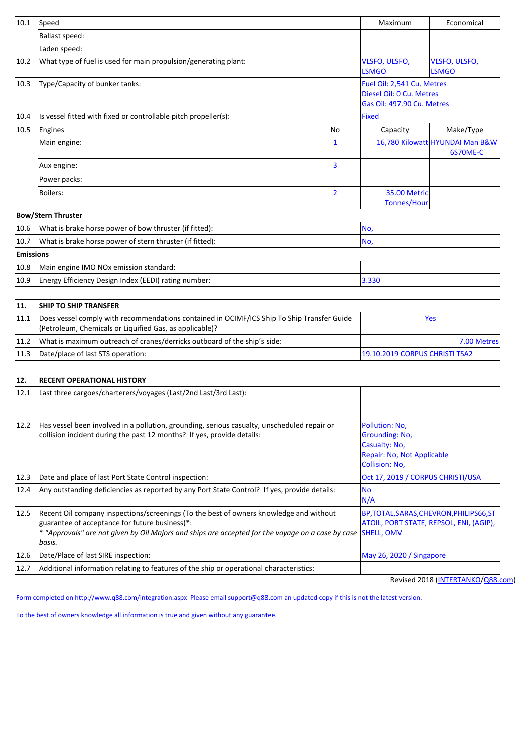| | | | | | |
|---|---|---|---|---|---|
| 10.1 | Speed | | | Maximum | Economical |
| | Ballast speed: | | | | |
| | Laden speed: | | | | |
| 10.2 | What type of fuel is used for main propulsion/generating plant: | | | VLSFO, ULSFO, LSMGO | VLSFO, ULSFO, LSMGO |
| 10.3 | Type/Capacity of bunker tanks: | | | Fuel Oil: 2,541 Cu. Metres<br>Diesel Oil: 0 Cu. Metres<br>Gas Oil: 497.90 Cu. Metres | |
| 10.4 | Is vessel fitted with fixed or controllable pitch propeller(s): | | | Fixed | |
| 10.5 | Engines | | No | Capacity | Make/Type |
| | Main engine: | | 1 | 16,780 Kilowatt | HYUNDAI Man B&W 6S70ME-C |
| | Aux engine: | | 3 | | |
| | Power packs: | | | | |
| | Boilers: | | 2 | 35.00 Metric Tonnes/Hour | |
| **Bow/Stern Thruster** | | | | | |
| 10.6 | What is brake horse power of bow thruster (if fitted): | | | No, | |
| 10.7 | What is brake horse power of stern thruster (if fitted): | | | No, | |
| **Emissions** | | | | | |
| 10.8 | Main engine IMO NOx emission standard: | | | | |
| 10.9 | Energy Efficiency Design Index (EEDI) rating number: | | | 3.330 | |

| | | |
|---|---|---|
| **11.** | **SHIP TO SHIP TRANSFER** | |
| 11.1 | Does vessel comply with recommendations contained in OCIMF/ICS Ship To Ship Transfer Guide (Petroleum, Chemicals or Liquified Gas, as applicable)? | Yes |
| 11.2 | What is maximum outreach of cranes/derricks outboard of the ship's side: | 7.00 Metres |
| 11.3 | Date/place of last STS operation: | 19.10.2019 CORPUS CHRISTI TSA2 |

| | | |
|---|---|---|
| **12.** | **RECENT OPERATIONAL HISTORY** | |
| 12.1 | Last three cargoes/charterers/voyages (Last/2nd Last/3rd Last): | |
| 12.2 | Has vessel been involved in a pollution, grounding, serious casualty, unscheduled repair or collision incident during the past 12 months? If yes, provide details: | Pollution: No,<br>Grounding: No,<br>Casualty: No,<br>Repair: No, Not Applicable<br>Collision: No, |
| 12.3 | Date and place of last Port State Control inspection: | Oct 17, 2019 / CORPUS CHRISTI/USA |
| 12.4 | Any outstanding deficiencies as reported by any Port State Control? If yes, provide details: | No<br>N/A |
| 12.5 | Recent Oil company inspections/screenings (To the best of owners knowledge and without guarantee of acceptance for future business)*:<br>* *"Approvals" are not given by Oil Majors and ships are accepted for the voyage on a case by case basis.* | BP,TOTAL,SARAS,CHEVRON,PHILIPS66,STATOIL, PORT STATE, REPSOL, ENI, (AGIP), SHELL, OMV |
| 12.6 | Date/Place of last SIRE inspection: | May 26, 2020 / Singapore |
| 12.7 | Additional information relating to features of the ship or operational characteristics: | |

Revised 2018 (INTERTANKO/Q88.com)

Form completed on http://www.q88.com/integration.aspx Please email support@q88.com an updated copy if this is not the latest version.

To the best of owners knowledge all information is true and given without any guarantee.